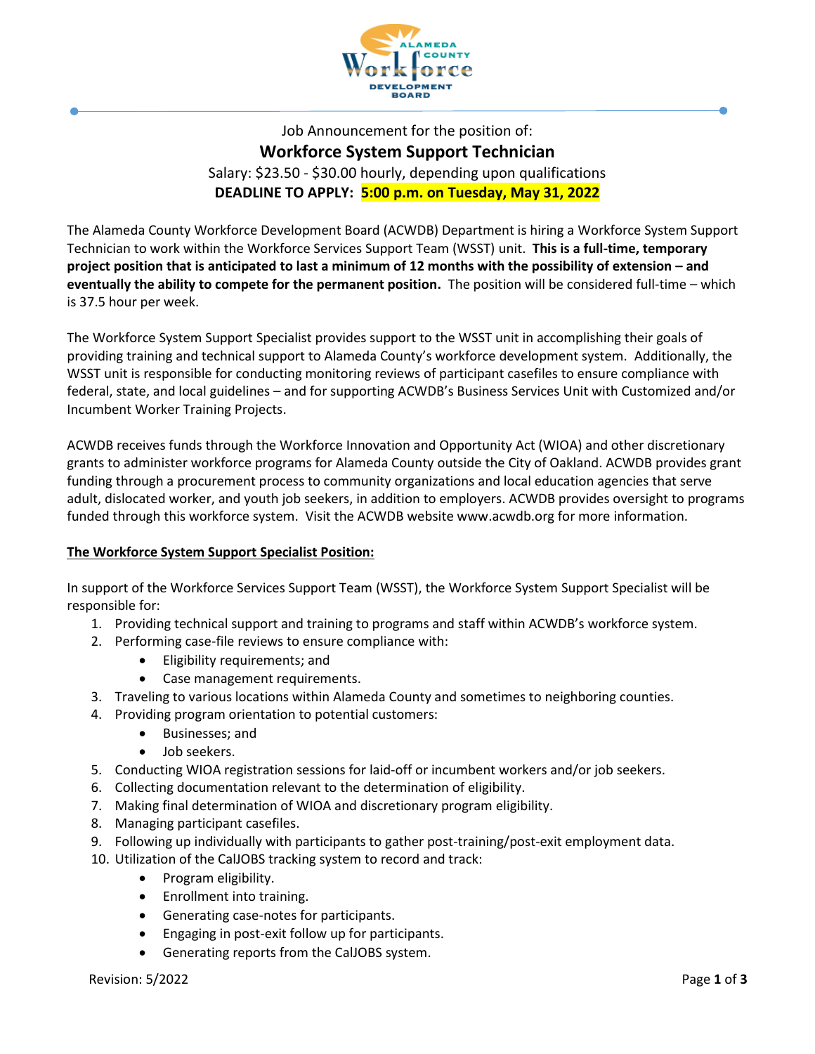Job Announcement for the position of:

# Workforce System Support Technician

Salary: $23.50 - $30.00 hourly, depending upon qualifications

**DEADLINE TO APPLY: 5:00 p.m. on Tuesday, May 31, 2022**

The Alameda County Workforce Development Board (ACWDB) Department is hiring a Workforce System Support Technician to work within the Workforce Services Support Team (WSST) unit. **This is a full-time, temporary project position that is anticipated to last a minimum of 12 months with the possibility of extension – and eventually the ability to compete for the permanent position.** The position will be considered full-time – which is 37.5 hour per week.

The Workforce System Support Specialist provides support to the WSST unit in accomplishing their goals of providing training and technical support to Alameda County's workforce development system. Additionally, the WSST unit is responsible for conducting monitoring reviews of participant casefiles to ensure compliance with federal, state, and local guidelines – and for supporting ACWDB's Business Services Unit with Customized and/or Incumbent Worker Training Projects.

ACWDB receives funds through the Workforce Innovation and Opportunity Act (WIOA) and other discretionary grants to administer workforce programs for Alameda County outside the City of Oakland. ACWDB provides grant funding through a procurement process to community organizations and local education agencies that serve adult, dislocated worker, and youth job seekers, in addition to employers. ACWDB provides oversight to programs funded through this workforce system. Visit the ACWDB website www.acwdb.org for more information.

## The Workforce System Support Specialist Position:

In support of the Workforce Services Support Team (WSST), the Workforce System Support Specialist will be responsible for:

1. Providing technical support and training to programs and staff within ACWDB's workforce system.
2. Performing case-file reviews to ensure compliance with:
   - Eligibility requirements; and
   - Case management requirements.
3. Traveling to various locations within Alameda County and sometimes to neighboring counties.
4. Providing program orientation to potential customers:
   - Businesses; and
   - Job seekers.
5. Conducting WIOA registration sessions for laid-off or incumbent workers and/or job seekers.
6. Collecting documentation relevant to the determination of eligibility.
7. Making final determination of WIOA and discretionary program eligibility.
8. Managing participant casefiles.
9. Following up individually with participants to gather post-training/post-exit employment data.
10. Utilization of the CalJOBS tracking system to record and track:
    - Program eligibility.
    - Enrollment into training.
    - Generating case-notes for participants.
    - Engaging in post-exit follow up for participants.
    - Generating reports from the CalJOBS system.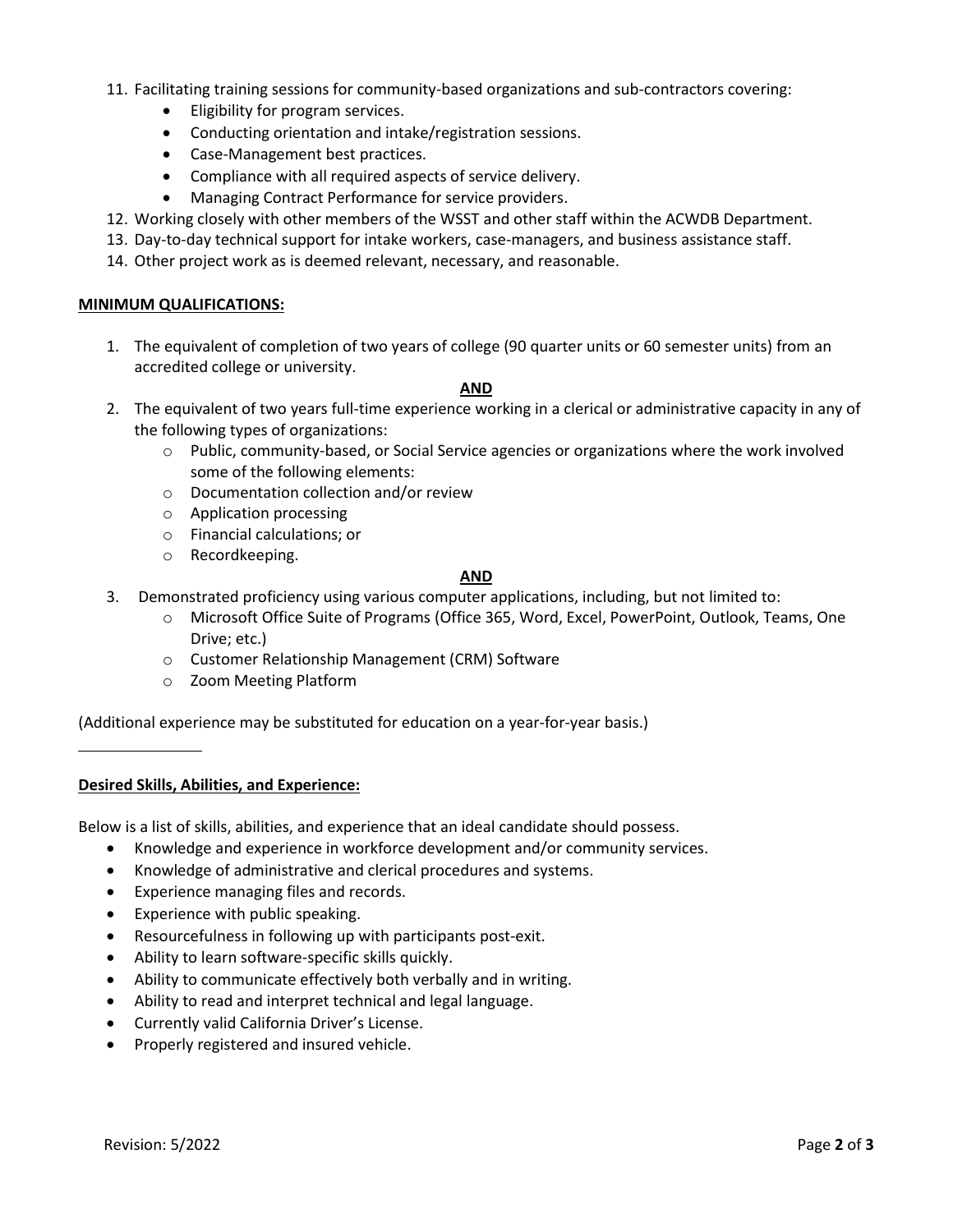11. Facilitating training sessions for community-based organizations and sub-contractors covering:
    - Eligibility for program services.
    - Conducting orientation and intake/registration sessions.
    - Case-Management best practices.
    - Compliance with all required aspects of service delivery.
    - Managing Contract Performance for service providers.
12. Working closely with other members of the WSST and other staff within the ACWDB Department.
13. Day-to-day technical support for intake workers, case-managers, and business assistance staff.
14. Other project work as is deemed relevant, necessary, and reasonable.

**MINIMUM QUALIFICATIONS:**

1. The equivalent of completion of two years of college (90 quarter units or 60 semester units) from an accredited college or university.

**AND**

2. The equivalent of two years full-time experience working in a clerical or administrative capacity in any of the following types of organizations:
    - Public, community-based, or Social Service agencies or organizations where the work involved some of the following elements:
    - Documentation collection and/or review
    - Application processing
    - Financial calculations; or
    - Recordkeeping.

**AND**

3. Demonstrated proficiency using various computer applications, including, but not limited to:
    - Microsoft Office Suite of Programs (Office 365, Word, Excel, PowerPoint, Outlook, Teams, One Drive; etc.)
    - Customer Relationship Management (CRM) Software
    - Zoom Meeting Platform

(Additional experience may be substituted for education on a year-for-year basis.)

**Desired Skills, Abilities, and Experience:**

Below is a list of skills, abilities, and experience that an ideal candidate should possess.

- Knowledge and experience in workforce development and/or community services.
- Knowledge of administrative and clerical procedures and systems.
- Experience managing files and records.
- Experience with public speaking.
- Resourcefulness in following up with participants post-exit.
- Ability to learn software-specific skills quickly.
- Ability to communicate effectively both verbally and in writing.
- Ability to read and interpret technical and legal language.
- Currently valid California Driver's License.
- Properly registered and insured vehicle.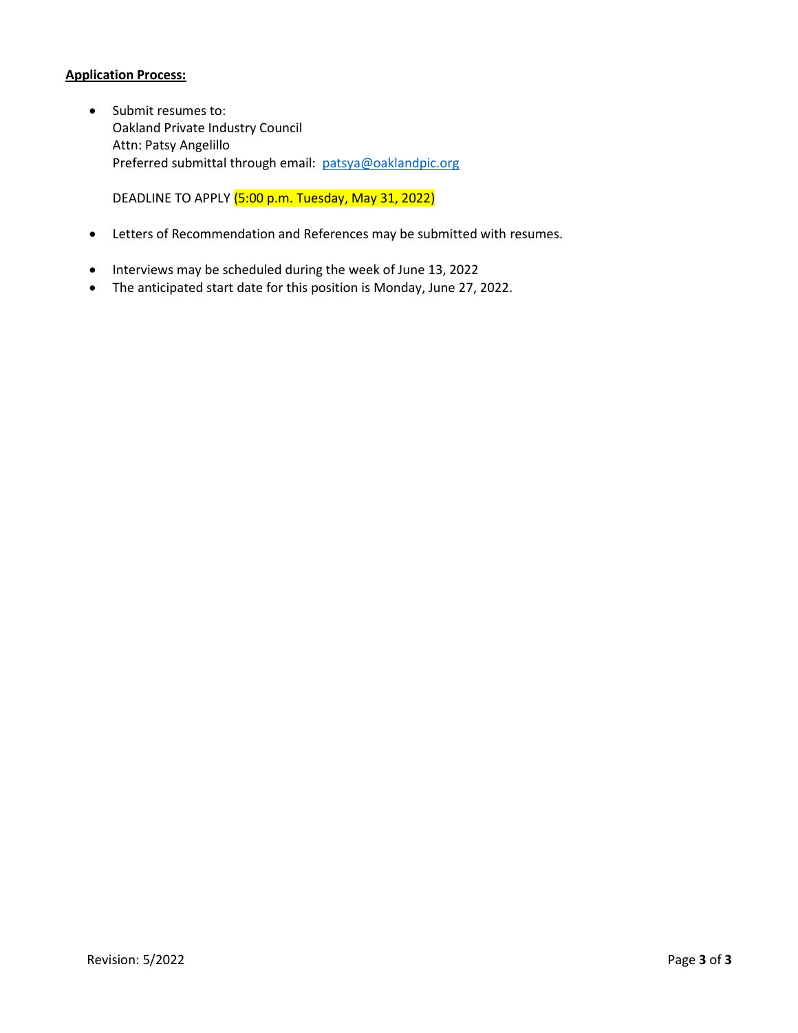**Application Process:**

- Submit resumes to:
  Oakland Private Industry Council
  Attn: Patsy Angelillo
  Preferred submittal through email: patsya@oaklandpic.org

  DEADLINE TO APPLY (5:00 p.m. Tuesday, May 31, 2022)

- Letters of Recommendation and References may be submitted with resumes.

- Interviews may be scheduled during the week of June 13, 2022
- The anticipated start date for this position is Monday, June 27, 2022.

Revision: 5/2022